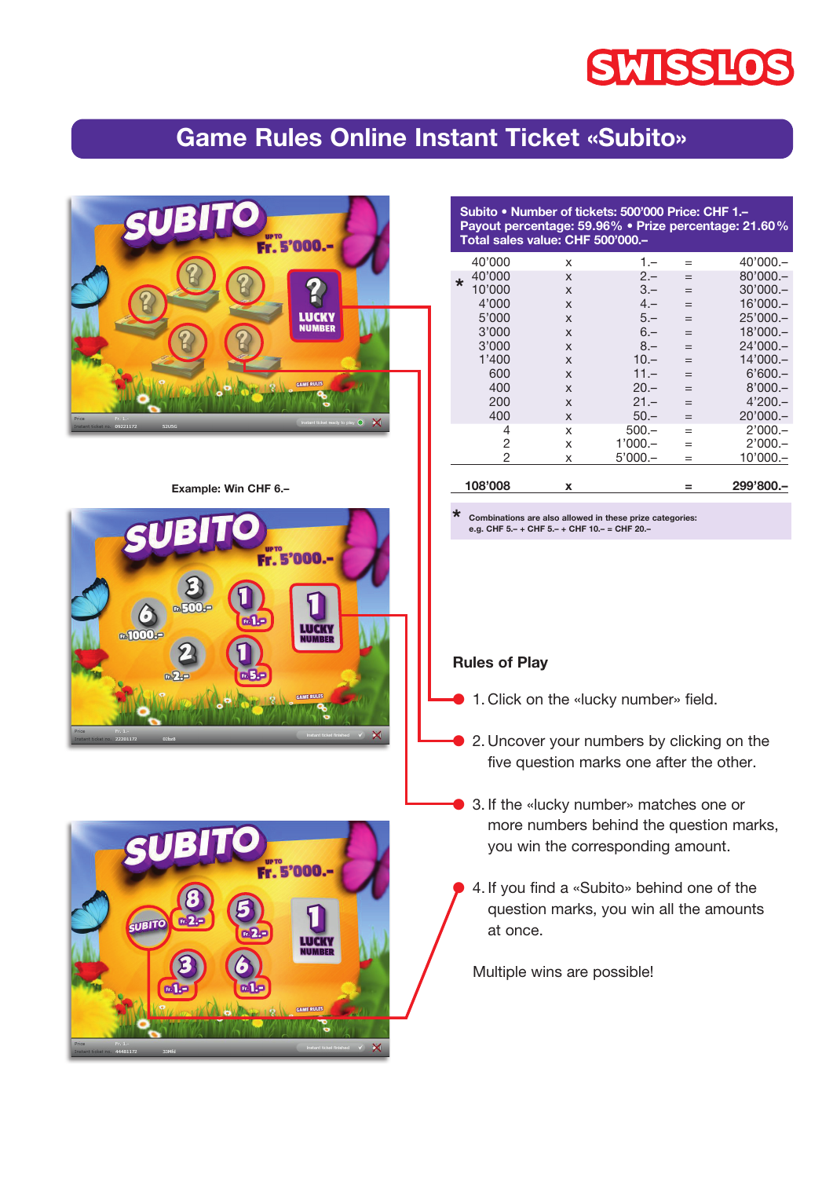# Game Rules Online Instant Ticket «Subito»

**Subito • Number of tickets: 500'000 Price: CHF 1.– Payout percentage: 59.96% • Prize percentage: 21.60% Total sales value: CHF 500'000.–**

| | Number | | Prize | | Total |
|---|---|---|---|---|---|
| | 40'000 | x | 1.– | = | 40'000.– |
| * | 40'000 | x | 2.– | = | 80'000.– |
| | 10'000 | x | 3.– | = | 30'000.– |
| | 4'000 | x | 4.– | = | 16'000.– |
| | 5'000 | x | 5.– | = | 25'000.– |
| | 3'000 | x | 6.– | = | 18'000.– |
| | 3'000 | x | 8.– | = | 24'000.– |
| | 1'400 | x | 10.– | = | 14'000.– |
| | 600 | x | 11.– | = | 6'600.– |
| | 400 | x | 20.– | = | 8'000.– |
| | 200 | x | 21.– | = | 4'200.– |
| | 400 | x | 50.– | = | 20'000.– |
| | 4 | x | 500.– | = | 2'000.– |
| | 2 | x | 1'000.– | = | 2'000.– |
| | 2 | x | 5'000.– | = | 10'000.– |
| | **108'008** | **x** | | **=** | **299'800.–** |

\* Combinations are also allowed in these prize categories: e.g. CHF 5.– + CHF 5.– + CHF 10.– = CHF 20.–

Example: Win CHF 6.–

## Rules of Play

1. Click on the «lucky number» field.
2. Uncover your numbers by clicking on the five question marks one after the other.
3. If the «lucky number» matches one or more numbers behind the question marks, you win the corresponding amount.
4. If you find a «Subito» behind one of the question marks, you win all the amounts at once.

Multiple wins are possible!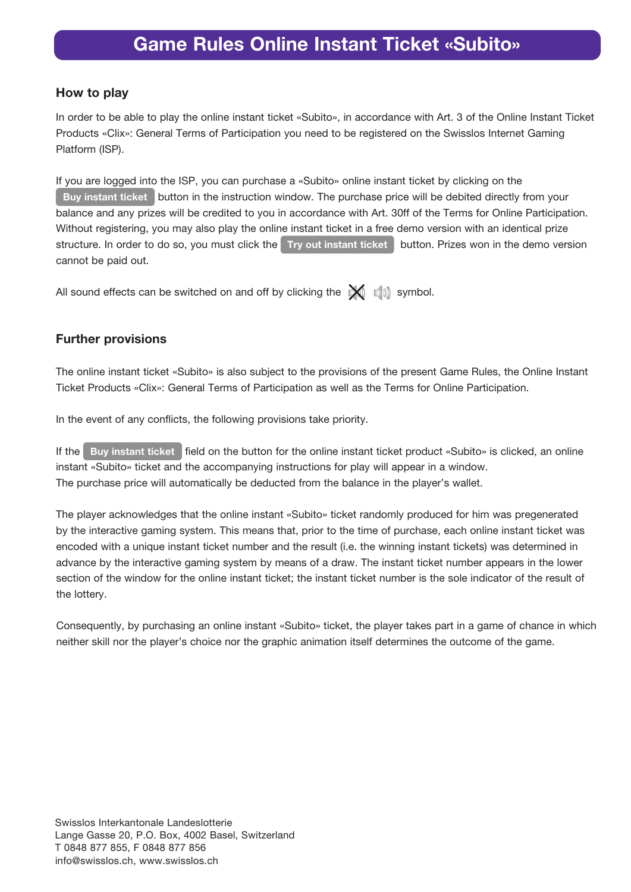# Game Rules Online Instant Ticket «Subito»

## How to play

In order to be able to play the online instant ticket «Subito», in accordance with Art. 3 of the Online Instant Ticket Products «Clix»: General Terms of Participation you need to be registered on the Swisslos Internet Gaming Platform (ISP).

If you are logged into the ISP, you can purchase a «Subito» online instant ticket by clicking on the **Buy instant ticket** button in the instruction window. The purchase price will be debited directly from your balance and any prizes will be credited to you in accordance with Art. 30ff of the Terms for Online Participation. Without registering, you may also play the online instant ticket in a free demo version with an identical prize structure. In order to do so, you must click the **Try out instant ticket** button. Prizes won in the demo version cannot be paid out.

All sound effects can be switched on and off by clicking the symbol.

## Further provisions

The online instant ticket «Subito» is also subject to the provisions of the present Game Rules, the Online Instant Ticket Products «Clix»: General Terms of Participation as well as the Terms for Online Participation.

In the event of any conflicts, the following provisions take priority.

If the **Buy instant ticket** field on the button for the online instant ticket product «Subito» is clicked, an online instant «Subito» ticket and the accompanying instructions for play will appear in a window.
The purchase price will automatically be deducted from the balance in the player's wallet.

The player acknowledges that the online instant «Subito» ticket randomly produced for him was pregenerated by the interactive gaming system. This means that, prior to the time of purchase, each online instant ticket was encoded with a unique instant ticket number and the result (i.e. the winning instant tickets) was determined in advance by the interactive gaming system by means of a draw. The instant ticket number appears in the lower section of the window for the online instant ticket; the instant ticket number is the sole indicator of the result of the lottery.

Consequently, by purchasing an online instant «Subito» ticket, the player takes part in a game of chance in which neither skill nor the player's choice nor the graphic animation itself determines the outcome of the game.

Swisslos Interkantonale Landeslotterie
Lange Gasse 20, P.O. Box, 4002 Basel, Switzerland
T 0848 877 855, F 0848 877 856
info@swisslos.ch, www.swisslos.ch